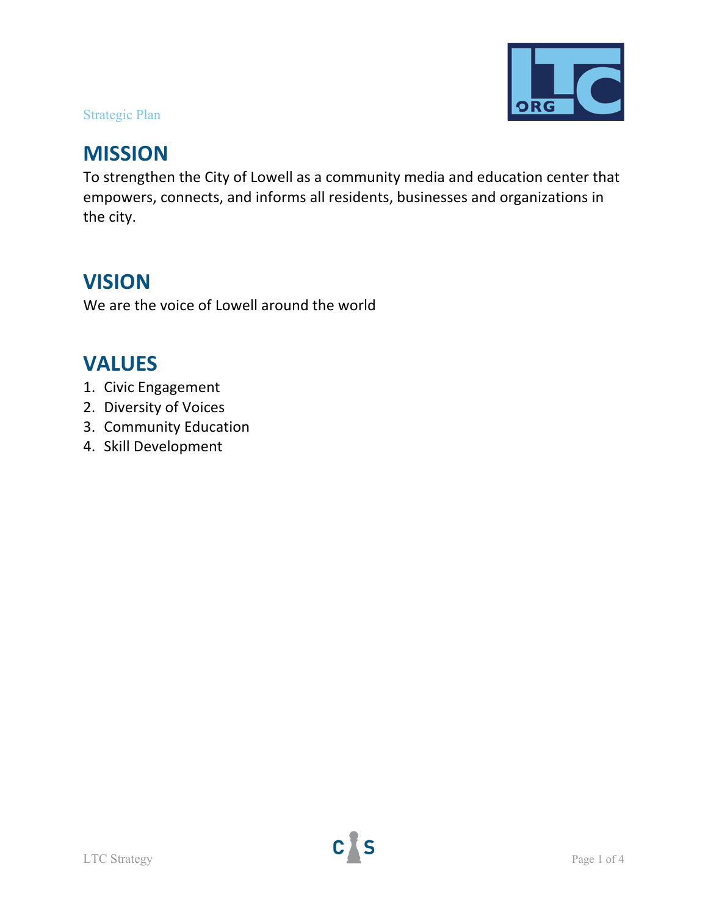## MISSION

To strengthen the City of Lowell as a community media and education center that empowers, connects, and informs all residents, businesses and organizations in the city.

## VISION

We are the voice of Lowell around the world

## VALUES

1. Civic Engagement
2. Diversity of Voices
3. Community Education
4. Skill Development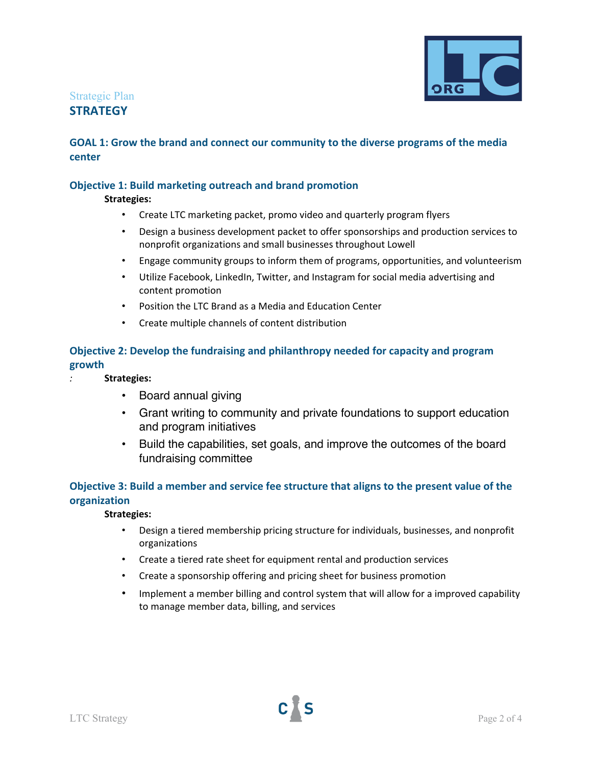Strategic Plan

# STRATEGY

## GOAL 1: Grow the brand and connect our community to the diverse programs of the media center

### Objective 1: Build marketing outreach and brand promotion

**Strategies:**

- Create LTC marketing packet, promo video and quarterly program flyers
- Design a business development packet to offer sponsorships and production services to nonprofit organizations and small businesses throughout Lowell
- Engage community groups to inform them of programs, opportunities, and volunteerism
- Utilize Facebook, LinkedIn, Twitter, and Instagram for social media advertising and content promotion
- Position the LTC Brand as a Media and Education Center
- Create multiple channels of content distribution

### Objective 2: Develop the fundraising and philanthropy needed for capacity and program growth

: **Strategies:**

- Board annual giving
- Grant writing to community and private foundations to support education and program initiatives
- Build the capabilities, set goals, and improve the outcomes of the board fundraising committee

### Objective 3: Build a member and service fee structure that aligns to the present value of the organization

**Strategies:**

- Design a tiered membership pricing structure for individuals, businesses, and nonprofit organizations
- Create a tiered rate sheet for equipment rental and production services
- Create a sponsorship offering and pricing sheet for business promotion
- Implement a member billing and control system that will allow for a improved capability to manage member data, billing, and services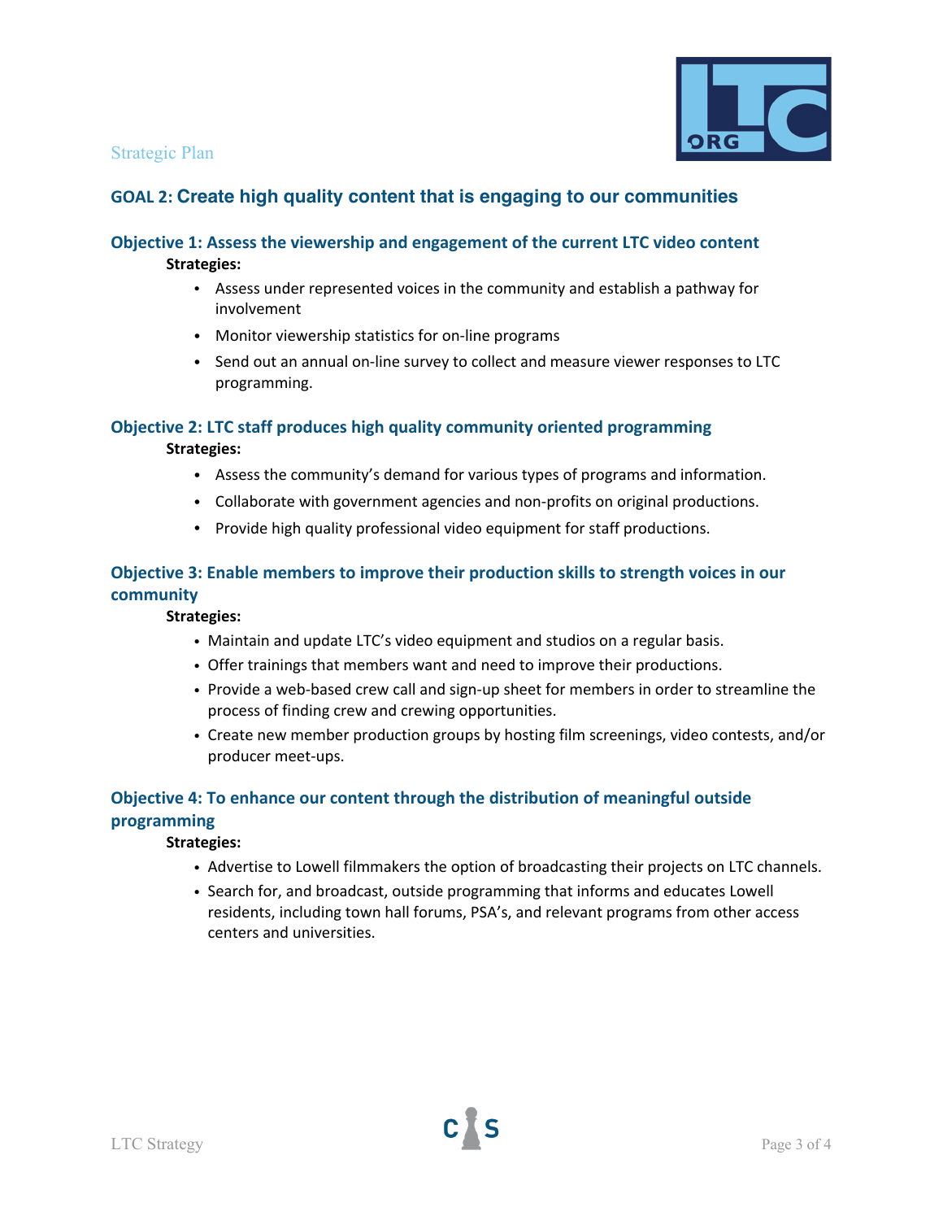## GOAL 2: Create high quality content that is engaging to our communities

### Objective 1: Assess the viewership and engagement of the current LTC video content

**Strategies:**

- Assess under represented voices in the community and establish a pathway for involvement
- Monitor viewership statistics for on-line programs
- Send out an annual on-line survey to collect and measure viewer responses to LTC programming.

### Objective 2: LTC staff produces high quality community oriented programming

**Strategies:**

- Assess the community's demand for various types of programs and information.
- Collaborate with government agencies and non-profits on original productions.
- Provide high quality professional video equipment for staff productions.

### Objective 3: Enable members to improve their production skills to strength voices in our community

**Strategies:**

- Maintain and update LTC's video equipment and studios on a regular basis.
- Offer trainings that members want and need to improve their productions.
- Provide a web-based crew call and sign-up sheet for members in order to streamline the process of finding crew and crewing opportunities.
- Create new member production groups by hosting film screenings, video contests, and/or producer meet-ups.

### Objective 4: To enhance our content through the distribution of meaningful outside programming

**Strategies:**

- Advertise to Lowell filmmakers the option of broadcasting their projects on LTC channels.
- Search for, and broadcast, outside programming that informs and educates Lowell residents, including town hall forums, PSA's, and relevant programs from other access centers and universities.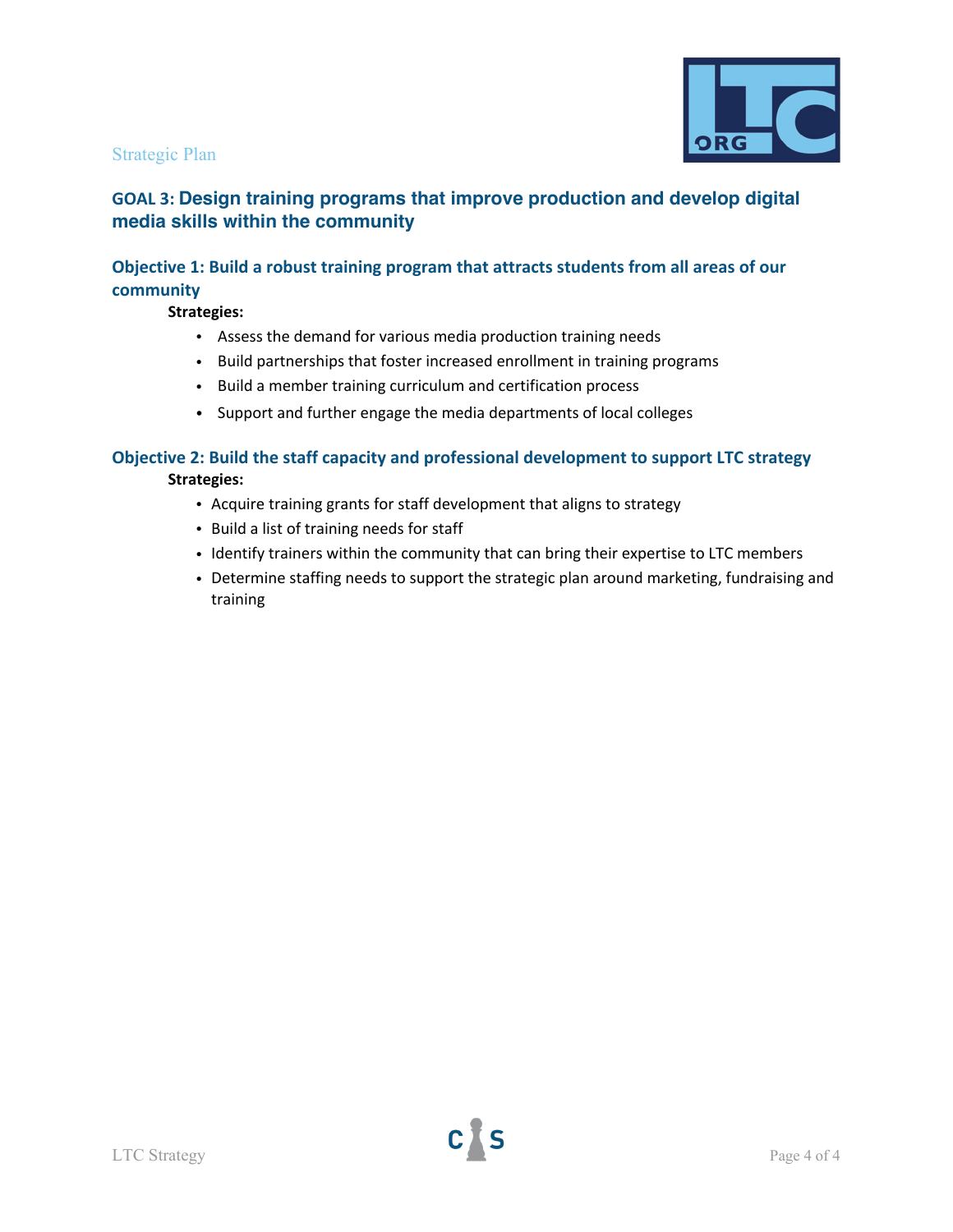## GOAL 3: Design training programs that improve production and develop digital media skills within the community

### Objective 1: Build a robust training program that attracts students from all areas of our community

**Strategies:**

- Assess the demand for various media production training needs
- Build partnerships that foster increased enrollment in training programs
- Build a member training curriculum and certification process
- Support and further engage the media departments of local colleges

### Objective 2: Build the staff capacity and professional development to support LTC strategy

**Strategies:**

- Acquire training grants for staff development that aligns to strategy
- Build a list of training needs for staff
- Identify trainers within the community that can bring their expertise to LTC members
- Determine staffing needs to support the strategic plan around marketing, fundraising and training